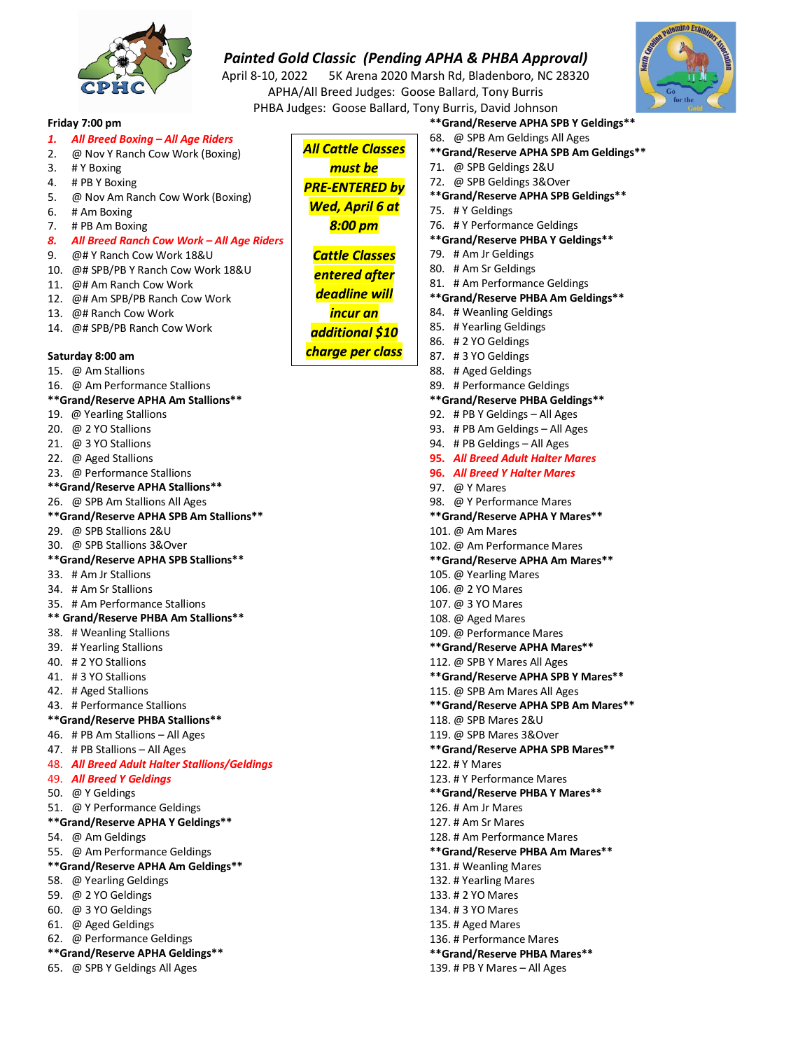# *Painted Gold Classic (Pending APHA & PHBA Approval)*

April 8-10, 2022 5K Arena 2020 Marsh Rd, Bladenboro, NC 28320

APHA/All Breed Judges: Goose Ballard, Tony Burris

PHBA Judges: Goose Ballard, Tony Burris, David Johnson

**Friday 7:00 pm**

1. ***All Breed Boxing – All Age Riders***
2. @ Nov Y Ranch Cow Work (Boxing)
3. # Y Boxing
4. # PB Y Boxing
5. @ Nov Am Ranch Cow Work (Boxing)
6. # Am Boxing
7. # PB Am Boxing
8. ***All Breed Ranch Cow Work – All Age Riders***
9. @# Y Ranch Cow Work 18&U
10. @# SPB/PB Y Ranch Cow Work 18&U
11. @# Am Ranch Cow Work
12. @# Am SPB/PB Ranch Cow Work
13. @# Ranch Cow Work
14. @# SPB/PB Ranch Cow Work

**Saturday 8:00 am**

15. @ Am Stallions
16. @ Am Performance Stallions

**\*\*Grand/Reserve APHA Am Stallions\*\***

19. @ Yearling Stallions
20. @ 2 YO Stallions
21. @ 3 YO Stallions
22. @ Aged Stallions
23. @ Performance Stallions

**\*\*Grand/Reserve APHA Stallions\*\***

26. @ SPB Am Stallions All Ages

**\*\*Grand/Reserve APHA SPB Am Stallions\*\***

29. @ SPB Stallions 2&U
30. @ SPB Stallions 3&Over

**\*\*Grand/Reserve APHA SPB Stallions\*\***

33. # Am Jr Stallions
34. # Am Sr Stallions
35. # Am Performance Stallions

**\*\* Grand/Reserve PHBA Am Stallions\*\***

38. # Weanling Stallions
39. # Yearling Stallions
40. # 2 YO Stallions
41. # 3 YO Stallions
42. # Aged Stallions
43. # Performance Stallions

**\*\*Grand/Reserve PHBA Stallions\*\***

46. # PB Am Stallions – All Ages
47. # PB Stallions – All Ages
48. *All Breed Adult Halter Stallions/Geldings*
49. *All Breed Y Geldings*
50. @ Y Geldings
51. @ Y Performance Geldings

**\*\*Grand/Reserve APHA Y Geldings\*\***

54. @ Am Geldings
55. @ Am Performance Geldings

**\*\*Grand/Reserve APHA Am Geldings\*\***

58. @ Yearling Geldings
59. @ 2 YO Geldings
60. @ 3 YO Geldings
61. @ Aged Geldings
62. @ Performance Geldings

**\*\*Grand/Reserve APHA Geldings\*\***

65. @ SPB Y Geldings All Ages

***All Cattle Classes must be PRE-ENTERED by Wed, April 6 at 8:00 pm***

***Cattle Classes entered after deadline will incur an additional $10 charge per class***

**\*\*Grand/Reserve APHA SPB Y Geldings\*\***

68. @ SPB Am Geldings All Ages

**\*\*Grand/Reserve APHA SPB Am Geldings\*\***

71. @ SPB Geldings 2&U
72. @ SPB Geldings 3&Over

**\*\*Grand/Reserve APHA SPB Geldings\*\***

75. # Y Geldings
76. # Y Performance Geldings

**\*\*Grand/Reserve PHBA Y Geldings\*\***

79. # Am Jr Geldings
80. # Am Sr Geldings
81. # Am Performance Geldings

**\*\*Grand/Reserve PHBA Am Geldings\*\***

84. # Weanling Geldings
85. # Yearling Geldings
86. # 2 YO Geldings
87. # 3 YO Geldings
88. # Aged Geldings
89. # Performance Geldings

**\*\*Grand/Reserve PHBA Geldings\*\***

92. # PB Y Geldings – All Ages
93. # PB Am Geldings – All Ages
94. # PB Geldings – All Ages
95. ***All Breed Adult Halter Mares***
96. ***All Breed Y Halter Mares***
97. @ Y Mares
98. @ Y Performance Mares

**\*\*Grand/Reserve APHA Y Mares\*\***

101. @ Am Mares
102. @ Am Performance Mares

**\*\*Grand/Reserve APHA Am Mares\*\***

105. @ Yearling Mares
106. @ 2 YO Mares
107. @ 3 YO Mares
108. @ Aged Mares
109. @ Performance Mares

**\*\*Grand/Reserve APHA Mares\*\***

112. @ SPB Y Mares All Ages

**\*\*Grand/Reserve APHA SPB Y Mares\*\***

115. @ SPB Am Mares All Ages

**\*\*Grand/Reserve APHA SPB Am Mares\*\***

118. @ SPB Mares 2&U
119. @ SPB Mares 3&Over

**\*\*Grand/Reserve APHA SPB Mares\*\***

122. # Y Mares
123. # Y Performance Mares

**\*\*Grand/Reserve PHBA Y Mares\*\***

126. # Am Jr Mares
127. # Am Sr Mares
128. # Am Performance Mares

**\*\*Grand/Reserve PHBA Am Mares\*\***

131. # Weanling Mares
132. # Yearling Mares
133. # 2 YO Mares
134. # 3 YO Mares
135. # Aged Mares
136. # Performance Mares

**\*\*Grand/Reserve PHBA Mares\*\***

139. # PB Y Mares – All Ages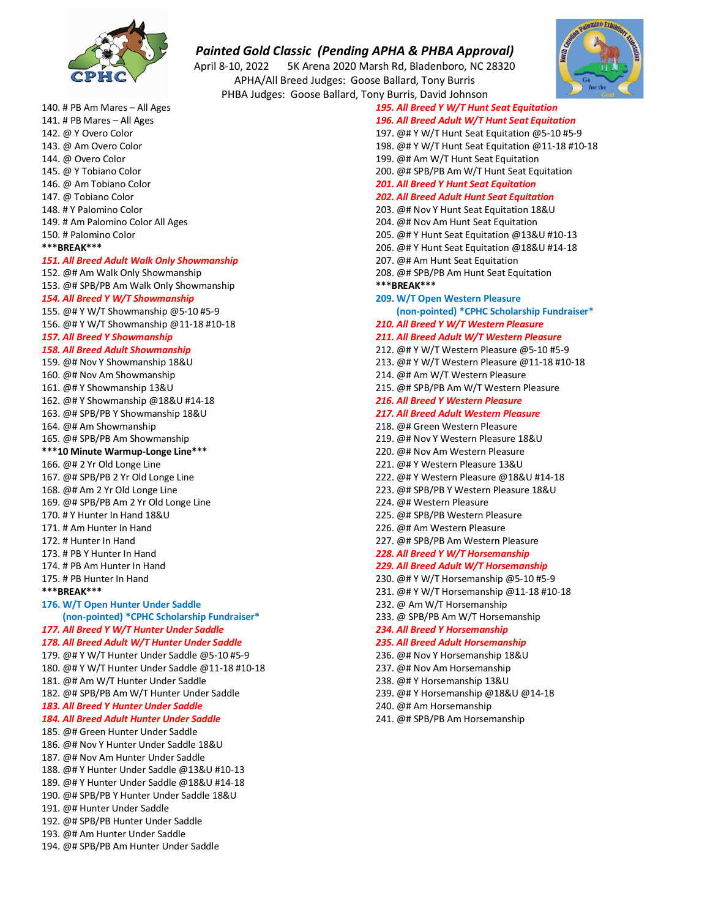# *Painted Gold Classic (Pending APHA & PHBA Approval)*

April 8-10, 2022    5K Arena 2020 Marsh Rd, Bladenboro, NC 28320

APHA/All Breed Judges: Goose Ballard, Tony Burris

PHBA Judges: Goose Ballard, Tony Burris, David Johnson

140. # PB Am Mares – All Ages
141. # PB Mares – All Ages
142. @ Y Overo Color
143. @ Am Overo Color
144. @ Overo Color
145. @ Y Tobiano Color
146. @ Am Tobiano Color
147. @ Tobiano Color
148. # Y Palomino Color
149. # Am Palomino Color All Ages
150. # Palomino Color

**\*\*\*BREAK\*\*\***

151. ***All Breed Adult Walk Only Showmanship***
152. @# Am Walk Only Showmanship
153. @# SPB/PB Am Walk Only Showmanship
154. ***All Breed Y W/T Showmanship***
155. @# Y W/T Showmanship @5-10 #5-9
156. @# Y W/T Showmanship @11-18 #10-18
157. ***All Breed Y Showmanship***
158. ***All Breed Adult Showmanship***
159. @# Nov Y Showmanship 18&U
160. @# Nov Am Showmanship
161. @# Y Showmanship 13&U
162. @# Y Showmanship @18&U #14-18
163. @# SPB/PB Y Showmanship 18&U
164. @# Am Showmanship
165. @# SPB/PB Am Showmanship

**\*\*\*10 Minute Warmup-Longe Line\*\*\***

166. @# 2 Yr Old Longe Line
167. @# SPB/PB 2 Yr Old Longe Line
168. @# Am 2 Yr Old Longe Line
169. @# SPB/PB Am 2 Yr Old Longe Line
170. # Y Hunter In Hand 18&U
171. # Am Hunter In Hand
172. # Hunter In Hand
173. # PB Y Hunter In Hand
174. # PB Am Hunter In Hand
175. # PB Hunter In Hand

**\*\*\*BREAK\*\*\***

176. **W/T Open Hunter Under Saddle (non-pointed) \*CPHC Scholarship Fundraiser\***
177. ***All Breed Y W/T Hunter Under Saddle***
178. ***All Breed Adult W/T Hunter Under Saddle***
179. @# Y W/T Hunter Under Saddle @5-10 #5-9
180. @# Y W/T Hunter Under Saddle @11-18 #10-18
181. @# Am W/T Hunter Under Saddle
182. @# SPB/PB Am W/T Hunter Under Saddle
183. ***All Breed Y Hunter Under Saddle***
184. ***All Breed Adult Hunter Under Saddle***
185. @# Green Hunter Under Saddle
186. @# Nov Y Hunter Under Saddle 18&U
187. @# Nov Am Hunter Under Saddle
188. @# Y Hunter Under Saddle @13&U #10-13
189. @# Y Hunter Under Saddle @18&U #14-18
190. @# SPB/PB Y Hunter Under Saddle 18&U
191. @# Hunter Under Saddle
192. @# SPB/PB Hunter Under Saddle
193. @# Am Hunter Under Saddle
194. @# SPB/PB Am Hunter Under Saddle
195. ***All Breed Y W/T Hunt Seat Equitation***
196. ***All Breed Adult W/T Hunt Seat Equitation***
197. @# Y W/T Hunt Seat Equitation @5-10 #5-9
198. @# Y W/T Hunt Seat Equitation @11-18 #10-18
199. @# Am W/T Hunt Seat Equitation
200. @# SPB/PB Am W/T Hunt Seat Equitation
201. ***All Breed Y Hunt Seat Equitation***
202. ***All Breed Adult Hunt Seat Equitation***
203. @# Nov Y Hunt Seat Equitation 18&U
204. @# Nov Am Hunt Seat Equitation
205. @# Y Hunt Seat Equitation @13&U #10-13
206. @# Y Hunt Seat Equitation @18&U #14-18
207. @# Am Hunt Seat Equitation
208. @# SPB/PB Am Hunt Seat Equitation

**\*\*\*BREAK\*\*\***

209. **W/T Open Western Pleasure (non-pointed) \*CPHC Scholarship Fundraiser\***
210. ***All Breed Y W/T Western Pleasure***
211. ***All Breed Adult W/T Western Pleasure***
212. @# Y W/T Western Pleasure @5-10 #5-9
213. @# Y W/T Western Pleasure @11-18 #10-18
214. @# Am W/T Western Pleasure
215. @# SPB/PB Am W/T Western Pleasure
216. ***All Breed Y Western Pleasure***
217. ***All Breed Adult Western Pleasure***
218. @# Green Western Pleasure
219. @# Nov Y Western Pleasure 18&U
220. @# Nov Am Western Pleasure
221. @# Y Western Pleasure 13&U
222. @# Y Western Pleasure @18&U #14-18
223. @# SPB/PB Y Western Pleasure 18&U
224. @# Western Pleasure
225. @# SPB/PB Western Pleasure
226. @# Am Western Pleasure
227. @# SPB/PB Am Western Pleasure
228. ***All Breed Y W/T Horsemanship***
229. ***All Breed Adult W/T Horsemanship***
230. @# Y W/T Horsemanship @5-10 #5-9
231. @# Y W/T Horsemanship @11-18 #10-18
232. @# Am W/T Horsemanship
233. @ SPB/PB Am W/T Horsemanship
234. ***All Breed Y Horsemanship***
235. ***All Breed Adult Horsemanship***
236. @# Nov Y Horsemanship 18&U
237. @# Nov Am Horsemanship
238. @# Y Horsemanship 13&U
239. @# Y Horsemanship @18&U @14-18
240. @# Am Horsemanship
241. @# SPB/PB Am Horsemanship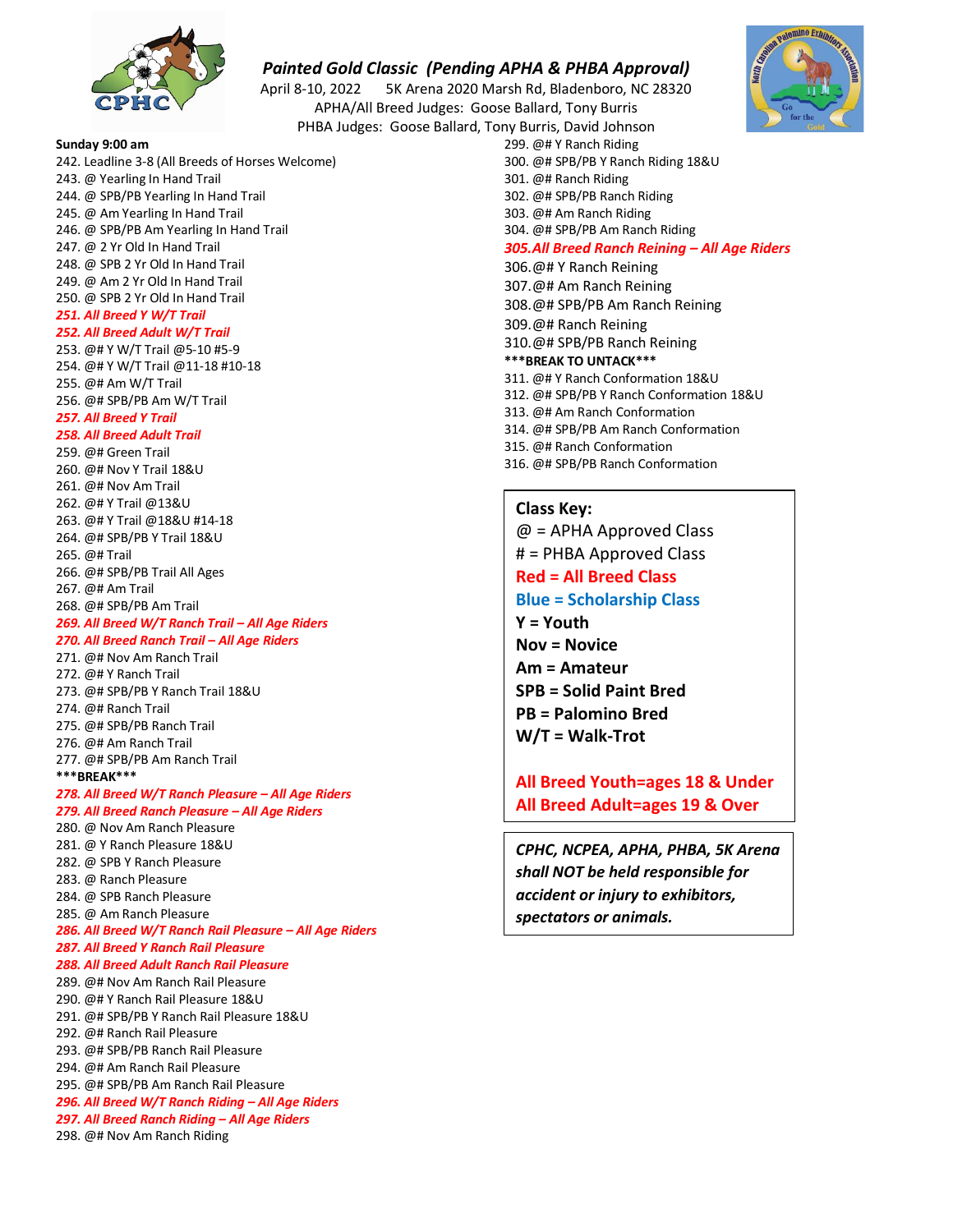## Painted Gold Classic *(Pending APHA & PHBA Approval)*

April 8-10, 2022 5K Arena 2020 Marsh Rd, Bladenboro, NC 28320

APHA/All Breed Judges: Goose Ballard, Tony Burris

PHBA Judges: Goose Ballard, Tony Burris, David Johnson

**Sunday 9:00 am**

242. Leadline 3-8 (All Breeds of Horses Welcome)
243. @ Yearling In Hand Trail
244. @ SPB/PB Yearling In Hand Trail
245. @ Am Yearling In Hand Trail
246. @ SPB/PB Am Yearling In Hand Trail
247. @ 2 Yr Old In Hand Trail
248. @ SPB 2 Yr Old In Hand Trail
249. @ Am 2 Yr Old In Hand Trail
250. @ SPB 2 Yr Old In Hand Trail
251. *All Breed Y W/T Trail*
252. *All Breed Adult W/T Trail*
253. @# Y W/T Trail @5-10 #5-9
254. @# Y W/T Trail @11-18 #10-18
255. @# Am W/T Trail
256. @# SPB/PB Am W/T Trail
257. *All Breed Y Trail*
258. *All Breed Adult Trail*
259. @# Green Trail
260. @# Nov Y Trail 18&U
261. @# Nov Am Trail
262. @# Y Trail @13&U
263. @# Y Trail @18&U #14-18
264. @# SPB/PB Y Trail 18&U
265. @# Trail
266. @# SPB/PB Trail All Ages
267. @# Am Trail
268. @# SPB/PB Am Trail
269. *All Breed W/T Ranch Trail – All Age Riders*
270. *All Breed Ranch Trail – All Age Riders*
271. @# Nov Am Ranch Trail
272. @# Y Ranch Trail
273. @# SPB/PB Y Ranch Trail 18&U
274. @# Ranch Trail
275. @# SPB/PB Ranch Trail
276. @# Am Ranch Trail
277. @# SPB/PB Am Ranch Trail

**\*\*\*BREAK\*\*\***

278. *All Breed W/T Ranch Pleasure – All Age Riders*
279. *All Breed Ranch Pleasure – All Age Riders*
280. @ Nov Am Ranch Pleasure
281. @ Y Ranch Pleasure 18&U
282. @ SPB Y Ranch Pleasure
283. @ Ranch Pleasure
284. @ SPB Ranch Pleasure
285. @ Am Ranch Pleasure
286. *All Breed W/T Ranch Rail Pleasure – All Age Riders*
287. *All Breed Y Ranch Rail Pleasure*
288. *All Breed Adult Ranch Rail Pleasure*
289. @# Nov Am Ranch Rail Pleasure
290. @# Y Ranch Rail Pleasure 18&U
291. @# SPB/PB Y Ranch Rail Pleasure 18&U
292. @# Ranch Rail Pleasure
293. @# SPB/PB Ranch Rail Pleasure
294. @# Am Ranch Rail Pleasure
295. @# SPB/PB Am Ranch Rail Pleasure
296. *All Breed W/T Ranch Riding – All Age Riders*
297. *All Breed Ranch Riding – All Age Riders*
298. @# Nov Am Ranch Riding
299. @# Y Ranch Riding
300. @# SPB/PB Y Ranch Riding 18&U
301. @# Ranch Riding
302. @# SPB/PB Ranch Riding
303. @# Am Ranch Riding
304. @# SPB/PB Am Ranch Riding
305. *All Breed Ranch Reining – All Age Riders*
306. @# Y Ranch Reining
307. @# Am Ranch Reining
308. @# SPB/PB Am Ranch Reining
309. @# Ranch Reining
310. @# SPB/PB Ranch Reining

**\*\*\*BREAK TO UNTACK\*\*\***

311. @# Y Ranch Conformation 18&U
312. @# SPB/PB Y Ranch Conformation 18&U
313. @# Am Ranch Conformation
314. @# SPB/PB Am Ranch Conformation
315. @# Ranch Conformation
316. @# SPB/PB Ranch Conformation

**Class Key:**
@ = APHA Approved Class
\# = PHBA Approved Class
**Red = All Breed Class**
**Blue = Scholarship Class**
**Y = Youth**
**Nov = Novice**
**Am = Amateur**
**SPB = Solid Paint Bred**
**PB = Palomino Bred**
**W/T = Walk-Trot**

**All Breed Youth=ages 18 & Under**
**All Breed Adult=ages 19 & Over**

***CPHC, NCPEA, APHA, PHBA, 5K Arena shall NOT be held responsible for accident or injury to exhibitors, spectators or animals.***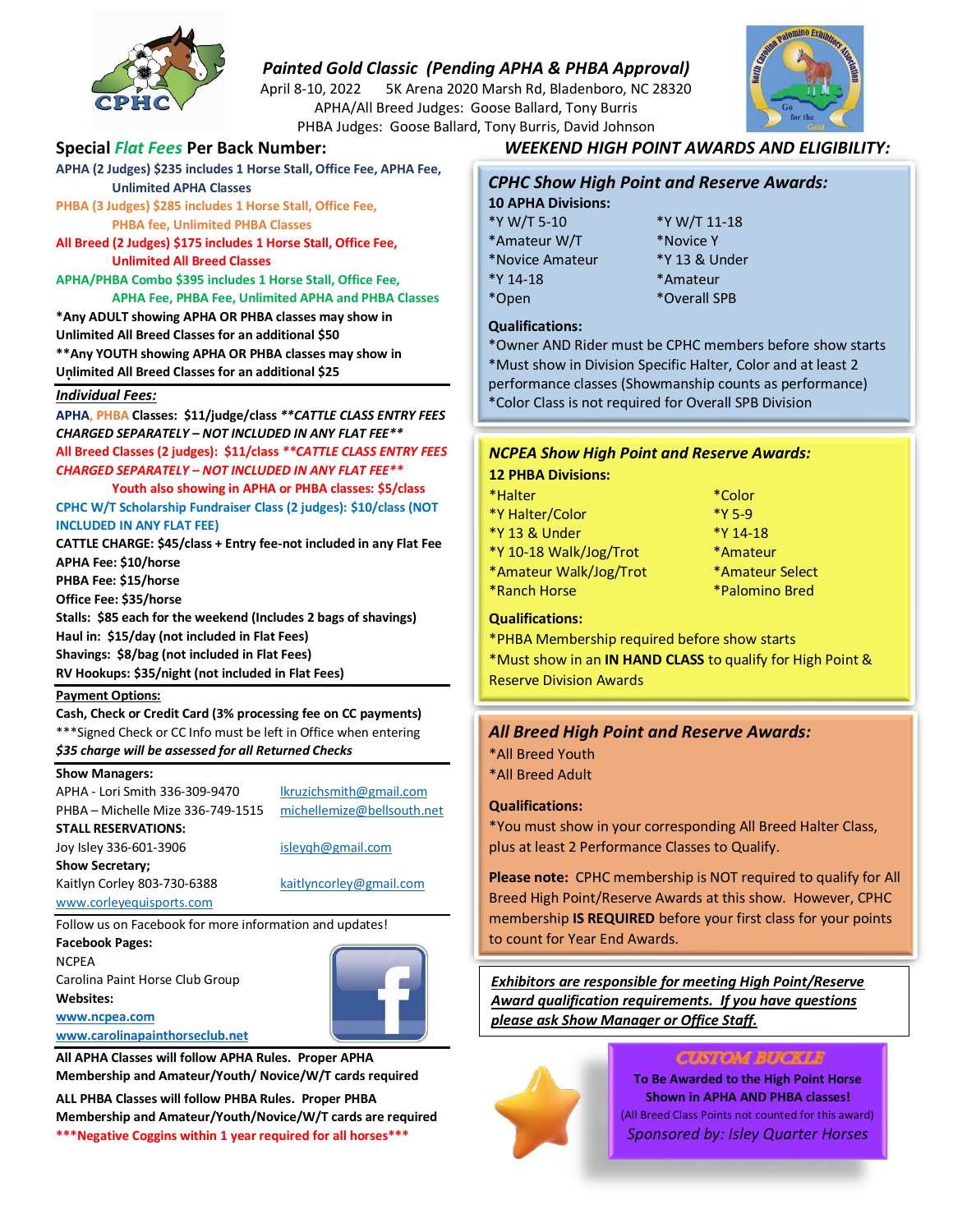# *Painted Gold Classic (Pending APHA & PHBA Approval)*

April 8-10, 2022 5K Arena 2020 Marsh Rd, Bladenboro, NC 28320
APHA/All Breed Judges: Goose Ballard, Tony Burris
PHBA Judges: Goose Ballard, Tony Burris, David Johnson

## Special *Flat Fees* Per Back Number:

**APHA (2 Judges) $235 includes 1 Horse Stall, Office Fee, APHA Fee, Unlimited APHA Classes**

**PHBA (3 Judges) $285 includes 1 Horse Stall, Office Fee, PHBA fee, Unlimited PHBA Classes**

**All Breed (2 Judges) $175 includes 1 Horse Stall, Office Fee, Unlimited All Breed Classes**

**APHA/PHBA Combo $395 includes 1 Horse Stall, Office Fee, APHA Fee, PHBA Fee, Unlimited APHA and PHBA Classes**

**\*Any ADULT showing APHA OR PHBA classes may show in Unlimited All Breed Classes for an additional $50**

**\*\*Any YOUTH showing APHA OR PHBA classes may show in Unlimited All Breed Classes for an additional $25**

### *Individual Fees:*

**APHA, PHBA Classes: $11/judge/class *\*\*CATTLE CLASS ENTRY FEES CHARGED SEPARATELY – NOT INCLUDED IN ANY FLAT FEE\*\****

**All Breed Classes (2 judges): $11/class *\*\*CATTLE CLASS ENTRY FEES CHARGED SEPARATELY – NOT INCLUDED IN ANY FLAT FEE\*\****

**Youth also showing in APHA or PHBA classes: $5/class**

**CPHC W/T Scholarship Fundraiser Class (2 judges): $10/class (NOT INCLUDED IN ANY FLAT FEE)**

**CATTLE CHARGE: $45/class + Entry fee-not included in any Flat Fee**

**APHA Fee: $10/horse**

**PHBA Fee: $15/horse**

**Office Fee: $35/horse**

**Stalls: $85 each for the weekend (Includes 2 bags of shavings)**

**Haul in: $15/day (not included in Flat Fees)**

**Shavings: $8/bag (not included in Flat Fees)**

**RV Hookups: $35/night (not included in Flat Fees)**

**Payment Options:**

**Cash, Check or Credit Card (3% processing fee on CC payments)**

\*\*\*Signed Check or CC Info must be left in Office when entering

***$35 charge will be assessed for all Returned Checks***

**Show Managers:**

APHA - Lori Smith 336-309-9470 lkruzichsmith@gmail.com

PHBA – Michelle Mize 336-749-1515 michellemize@bellsouth.net

**STALL RESERVATIONS:**

Joy Isley 336-601-3906 isleygh@gmail.com

**Show Secretary;**

Kaitlyn Corley 803-730-6388 kaitlyncorley@gmail.com

www.corleyequisports.com

Follow us on Facebook for more information and updates!

**Facebook Pages:**

NCPEA

Carolina Paint Horse Club Group

**Websites:**

**www.ncpea.com**

**www.carolinapainthorseclub.net**

**All APHA Classes will follow APHA Rules. Proper APHA Membership and Amateur/Youth/ Novice/W/T cards required**

**ALL PHBA Classes will follow PHBA Rules. Proper PHBA Membership and Amateur/Youth/Novice/W/T cards are required**

**\*\*\*Negative Coggins within 1 year required for all horses\*\*\***

## *WEEKEND HIGH POINT AWARDS AND ELIGIBILITY:*

### *CPHC Show High Point and Reserve Awards:*

**10 APHA Divisions:**

| | |
|---|---|
| \*Y W/T 5-10 | \*Y W/T 11-18 |
| \*Amateur W/T | \*Novice Y |
| \*Novice Amateur | \*Y 13 & Under |
| \*Y 14-18 | \*Amateur |
| \*Open | \*Overall SPB |

**Qualifications:**

\*Owner AND Rider must be CPHC members before show starts
\*Must show in Division Specific Halter, Color and at least 2 performance classes (Showmanship counts as performance)
\*Color Class is not required for Overall SPB Division

### *NCPEA Show High Point and Reserve Awards:*

**12 PHBA Divisions:**

| | |
|---|---|
| \*Halter | \*Color |
| \*Y Halter/Color | \*Y 5-9 |
| \*Y 13 & Under | \*Y 14-18 |
| \*Y 10-18 Walk/Jog/Trot | \*Amateur |
| \*Amateur Walk/Jog/Trot | \*Amateur Select |
| \*Ranch Horse | \*Palomino Bred |

**Qualifications:**

\*PHBA Membership required before show starts
\*Must show in an **IN HAND CLASS** to qualify for High Point & Reserve Division Awards

### *All Breed High Point and Reserve Awards:*

\*All Breed Youth
\*All Breed Adult

**Qualifications:**

\*You must show in your corresponding All Breed Halter Class, plus at least 2 Performance Classes to Qualify.

**Please note:** CPHC membership is NOT required to qualify for All Breed High Point/Reserve Awards at this show. However, CPHC membership **IS REQUIRED** before your first class for your points to count for Year End Awards.

***Exhibitors are responsible for meeting High Point/Reserve Award qualification requirements. If you have questions please ask Show Manager or Office Staff.***

### *CUSTOM BUCKLE*

**To Be Awarded to the High Point Horse Shown in APHA AND PHBA classes!**

(All Breed Class Points not counted for this award)

*Sponsored by: Isley Quarter Horses*